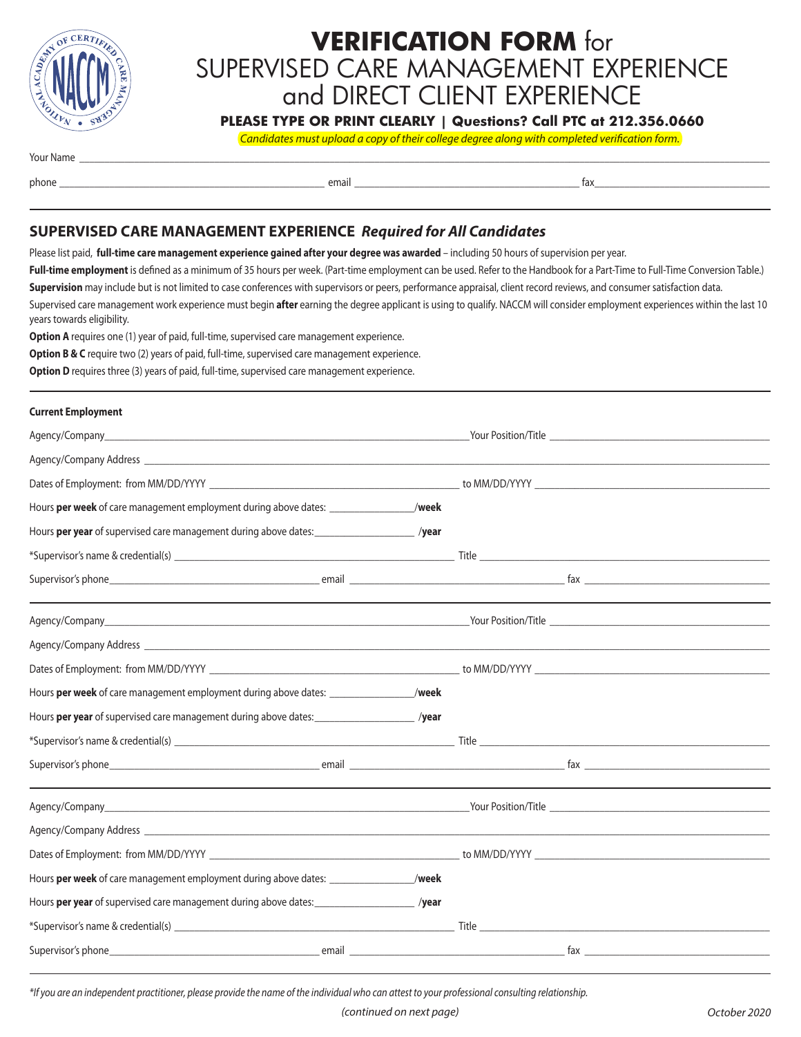# VERIFICATION FORM for SUPERVISED CARE MANAGEMENT EXPERIENCE and DIRECT CLIENT EXPERIENCE

**PLEASE TYPE OR PRINT CLEARLY | Questions? Call PTC at 212.356.0660**

*Candidates must upload a copy of their college degree along with completed verification form.*

Your Name ______________________________________________

phone ______________________ email ______________________ fax ______________________

## SUPERVISED CARE MANAGEMENT EXPERIENCE *Required for All Candidates*

Please list paid, **full-time care management experience gained after your degree was awarded** – including 50 hours of supervision per year.

**Full-time employment** is defined as a minimum of 35 hours per week. (Part-time employment can be used. Refer to the Handbook for a Part-Time to Full-Time Conversion Table.)

**Supervision** may include but is not limited to case conferences with supervisors or peers, performance appraisal, client record reviews, and consumer satisfaction data.

Supervised care management work experience must begin **after** earning the degree applicant is using to qualify. NACCM will consider employment experiences within the last 10 years towards eligibility.

**Option A** requires one (1) year of paid, full-time, supervised care management experience.

**Option B & C** require two (2) years of paid, full-time, supervised care management experience.

**Option D** requires three (3) years of paid, full-time, supervised care management experience.

**Current Employment**

Agency/Company ______________________ Your Position/Title ______________________

Agency/Company Address ______________________________________________

Dates of Employment: from MM/DD/YYYY ______________________ to MM/DD/YYYY ______________________

Hours **per week** of care management employment during above dates: ____________ **/week**

Hours **per year** of supervised care management during above dates: ____________ **/year**

*Supervisor's name & credential(s) ______________________ Title ______________________

Supervisor's phone ______________________ email ______________________ fax ______________________

---

Agency/Company ______________________ Your Position/Title ______________________

Agency/Company Address ______________________________________________

Dates of Employment: from MM/DD/YYYY ______________________ to MM/DD/YYYY ______________________

Hours **per week** of care management employment during above dates: ____________ **/week**

Hours **per year** of supervised care management during above dates: ____________ **/year**

*Supervisor's name & credential(s) ______________________ Title ______________________

Supervisor's phone ______________________ email ______________________ fax ______________________

---

Agency/Company ______________________ Your Position/Title ______________________

Agency/Company Address ______________________________________________

Dates of Employment: from MM/DD/YYYY ______________________ to MM/DD/YYYY ______________________

Hours **per week** of care management employment during above dates: ____________ **/week**

Hours **per year** of supervised care management during above dates: ____________ **/year**

*Supervisor's name & credential(s) ______________________ Title ______________________

Supervisor's phone ______________________ email ______________________ fax ______________________

---

*\*If you are an independent practitioner, please provide the name of the individual who can attest to your professional consulting relationship.*

*(continued on next page)*

*October 2020*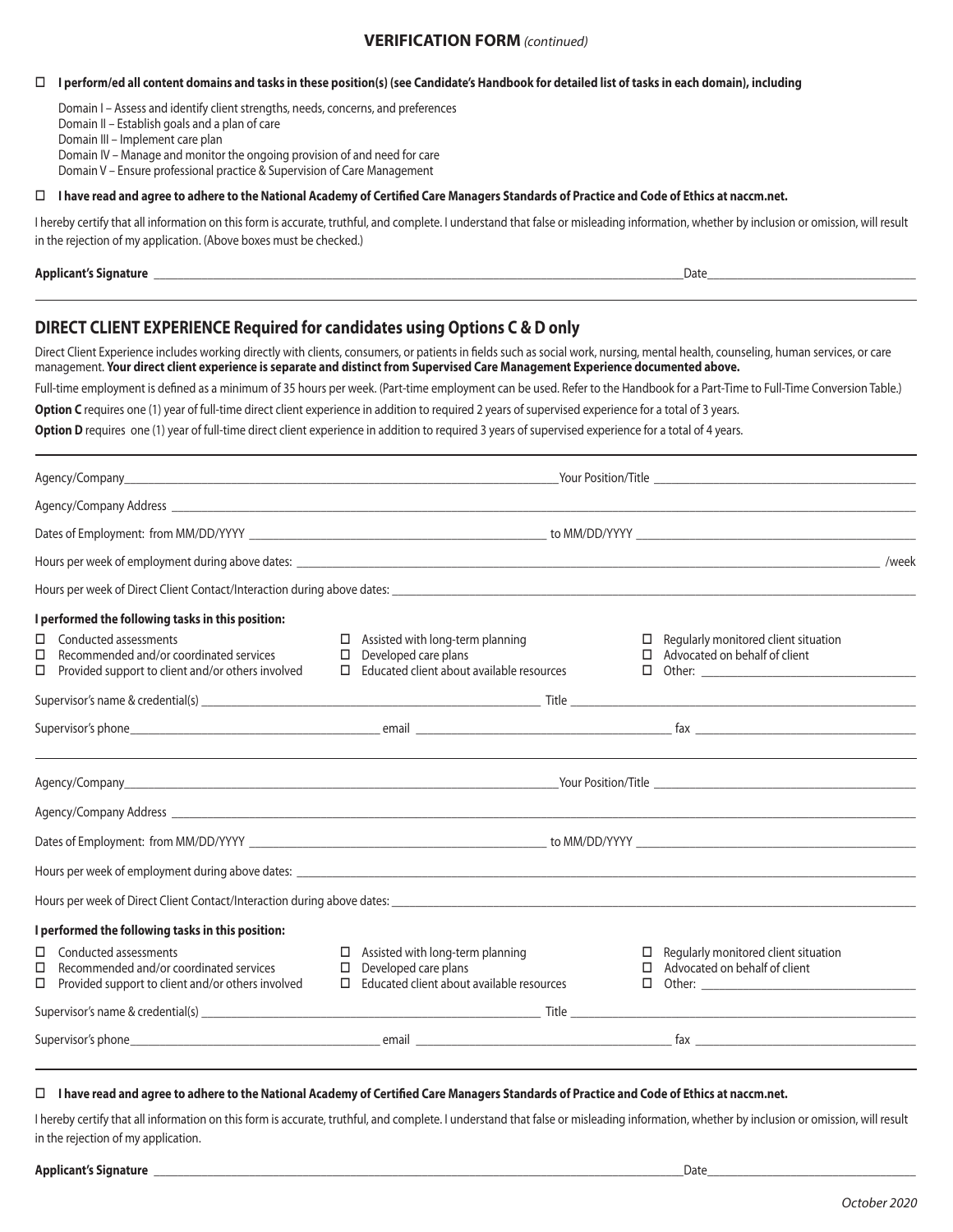## VERIFICATION FORM *(continued)*

☐ **I perform/ed all content domains and tasks in these position(s) (see Candidate's Handbook for detailed list of tasks in each domain), including**

Domain I – Assess and identify client strengths, needs, concerns, and preferences
Domain II – Establish goals and a plan of care
Domain III – Implement care plan
Domain IV – Manage and monitor the ongoing provision of and need for care
Domain V – Ensure professional practice & Supervision of Care Management

☐ **I have read and agree to adhere to the National Academy of Certified Care Managers Standards of Practice and Code of Ethics at naccm.net.**

I hereby certify that all information on this form is accurate, truthful, and complete. I understand that false or misleading information, whether by inclusion or omission, will result in the rejection of my application. (Above boxes must be checked.)

**Applicant's Signature** ______________________________ Date ______________

## DIRECT CLIENT EXPERIENCE Required for candidates using Options C & D only

Direct Client Experience includes working directly with clients, consumers, or patients in fields such as social work, nursing, mental health, counseling, human services, or care management. **Your direct client experience is separate and distinct from Supervised Care Management Experience documented above.**

Full-time employment is defined as a minimum of 35 hours per week. (Part-time employment can be used. Refer to the Handbook for a Part-Time to Full-Time Conversion Table.)

**Option C** requires one (1) year of full-time direct client experience in addition to required 2 years of supervised experience for a total of 3 years.

**Option D** requires one (1) year of full-time direct client experience in addition to required 3 years of supervised experience for a total of 4 years.

---

Agency/Company ______________________________ Your Position/Title ______________________________

Agency/Company Address ______________________________

Dates of Employment: from MM/DD/YYYY ______________________ to MM/DD/YYYY ______________________

Hours per week of employment during above dates: ______________________ /week

Hours per week of Direct Client Contact/Interaction during above dates: ______________________

**I performed the following tasks in this position:**

- ☐ Conducted assessments
- ☐ Recommended and/or coordinated services
- ☐ Provided support to client and/or others involved
- ☐ Assisted with long-term planning
- ☐ Developed care plans
- ☐ Educated client about available resources
- ☐ Regularly monitored client situation
- ☐ Advocated on behalf of client
- ☐ Other: ______________________

Supervisor's name & credential(s) ______________________ Title ______________________

Supervisor's phone ______________ email ______________ fax ______________

---

Agency/Company ______________________________ Your Position/Title ______________________________

Agency/Company Address ______________________________

Dates of Employment: from MM/DD/YYYY ______________________ to MM/DD/YYYY ______________________

Hours per week of employment during above dates: ______________________

Hours per week of Direct Client Contact/Interaction during above dates: ______________________

**I performed the following tasks in this position:**

- ☐ Conducted assessments
- ☐ Recommended and/or coordinated services
- ☐ Provided support to client and/or others involved
- ☐ Assisted with long-term planning
- ☐ Developed care plans
- ☐ Educated client about available resources
- ☐ Regularly monitored client situation
- ☐ Advocated on behalf of client
- ☐ Other: ______________________

Supervisor's name & credential(s) ______________________ Title ______________________

Supervisor's phone ______________ email ______________ fax ______________

---

☐ **I have read and agree to adhere to the National Academy of Certified Care Managers Standards of Practice and Code of Ethics at naccm.net.**

I hereby certify that all information on this form is accurate, truthful, and complete. I understand that false or misleading information, whether by inclusion or omission, will result in the rejection of my application.

**Applicant's Signature** ______________________________ Date ______________

*October 2020*